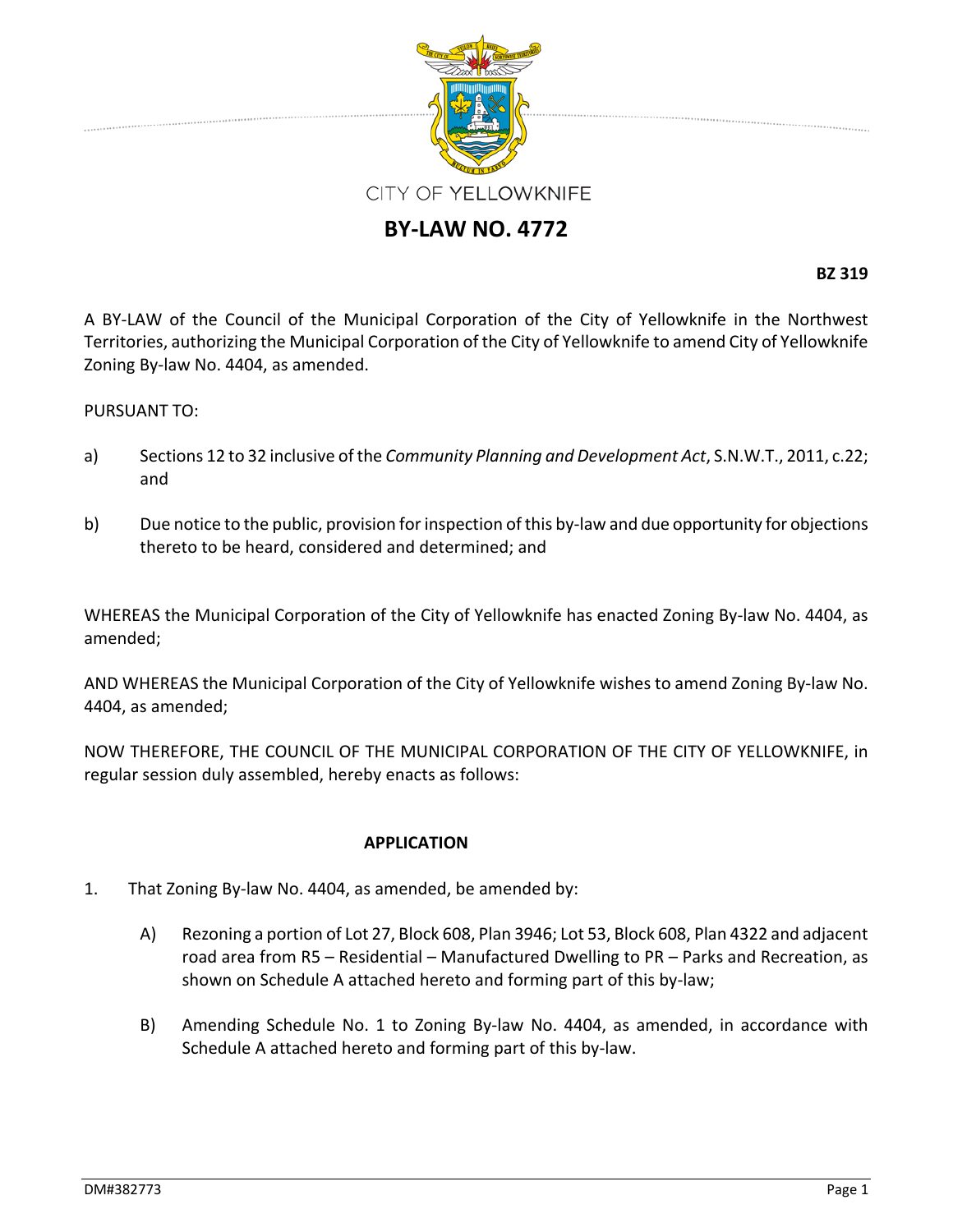CITY OF YELLOWKNIFE

# BY-LAW NO. 4772

**BZ 319**

A BY-LAW of the Council of the Municipal Corporation of the City of Yellowknife in the Northwest Territories, authorizing the Municipal Corporation of the City of Yellowknife to amend City of Yellowknife Zoning By-law No. 4404, as amended.

PURSUANT TO:

a) Sections 12 to 32 inclusive of the *Community Planning and Development Act*, S.N.W.T., 2011, c.22; and

b) Due notice to the public, provision for inspection of this by-law and due opportunity for objections thereto to be heard, considered and determined; and

WHEREAS the Municipal Corporation of the City of Yellowknife has enacted Zoning By-law No. 4404, as amended;

AND WHEREAS the Municipal Corporation of the City of Yellowknife wishes to amend Zoning By-law No. 4404, as amended;

NOW THEREFORE, THE COUNCIL OF THE MUNICIPAL CORPORATION OF THE CITY OF YELLOWKNIFE, in regular session duly assembled, hereby enacts as follows:

## APPLICATION

1. That Zoning By-law No. 4404, as amended, be amended by:

   A) Rezoning a portion of Lot 27, Block 608, Plan 3946; Lot 53, Block 608, Plan 4322 and adjacent road area from R5 – Residential – Manufactured Dwelling to PR – Parks and Recreation, as shown on Schedule A attached hereto and forming part of this by-law;

   B) Amending Schedule No. 1 to Zoning By-law No. 4404, as amended, in accordance with Schedule A attached hereto and forming part of this by-law.

DM#382773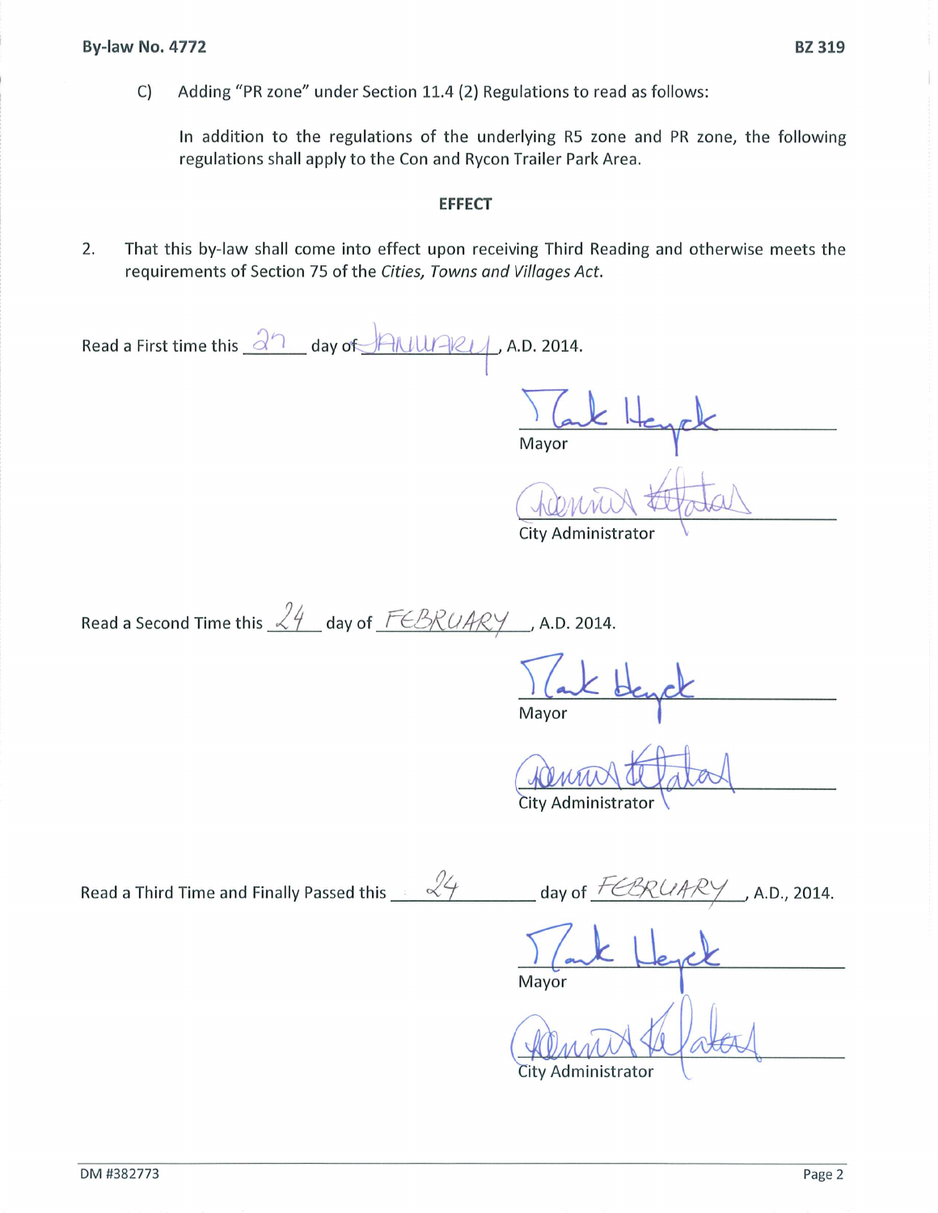C) Adding "PR zone" under Section 11.4 (2) Regulations to read as follows:

In addition to the regulations of the underlying R5 zone and PR zone, the following regulations shall apply to the Con and Rycon Trailer Park Area.

**EFFECT**

2. That this by-law shall come into effect upon receiving Third Reading and otherwise meets the requirements of Section 75 of the *Cities, Towns and Villages Act*.

Read a First time this 27 day of JANUARY, A.D. 2014.

Mayor

City Administrator

Read a Second Time this 24 day of FEBRUARY, A.D. 2014.

Mayor

City Administrator

Read a Third Time and Finally Passed this 24 day of FEBRUARY, A.D., 2014.

Mayor

City Administrator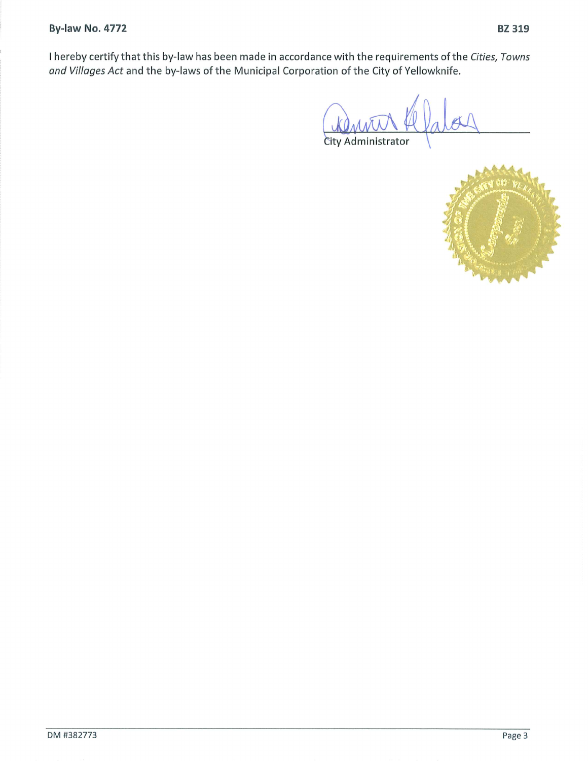I hereby certify that this by-law has been made in accordance with the requirements of the *Cities, Towns and Villages Act* and the by-laws of the Municipal Corporation of the City of Yellowknife.

City Administrator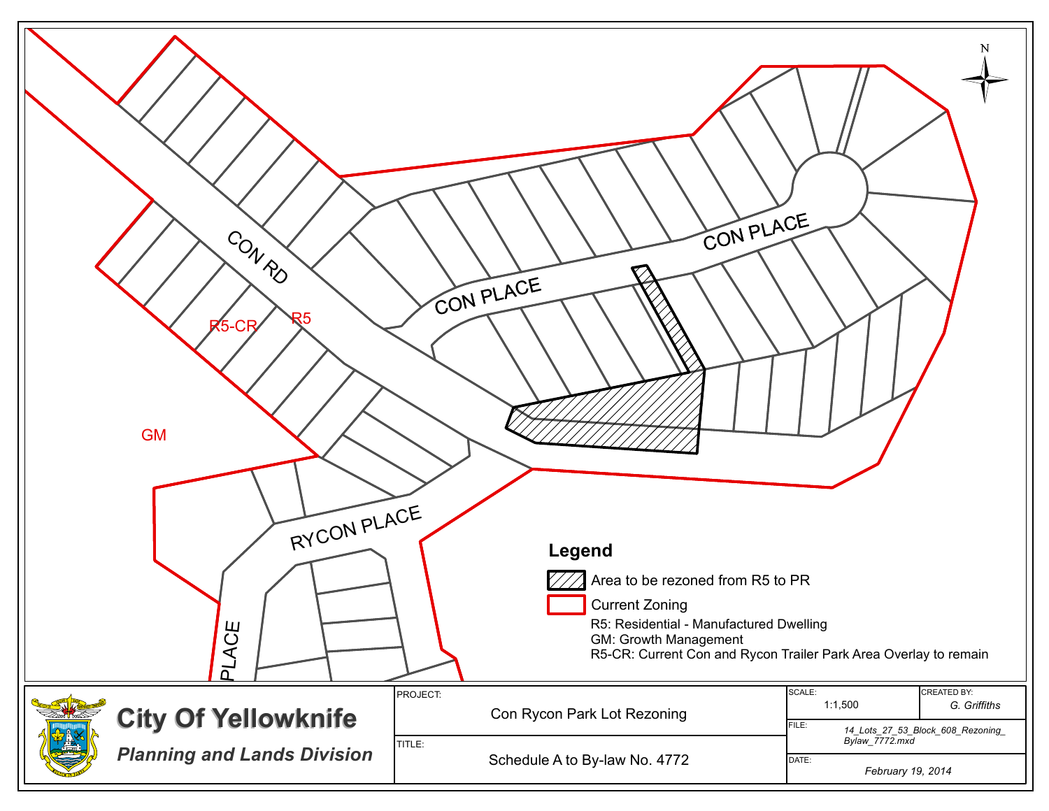CON RD

CON PLACE

CON PLACE

RYCON PLACE

PLACE

R5-CR

R5

GM

N

**Legend**

Area to be rezoned from R5 to PR

Current Zoning

R5: Residential - Manufactured Dwelling

GM: Growth Management

R5-CR: Current Con and Rycon Trailer Park Area Overlay to remain

**City Of Yellowknife**

***Planning and Lands Division***

| | | | |
|---|---|---|---|
| PROJECT: Con Rycon Park Lot Rezoning | | SCALE: 1:1,500 | CREATED BY: *G. Griffiths* |
| | | FILE: *14_Lots_27_53_Block_608_Rezoning_Bylaw_7772.mxd* | |
| TITLE: Schedule A to By-law No. 4772 | | DATE: *February 19, 2014* | |